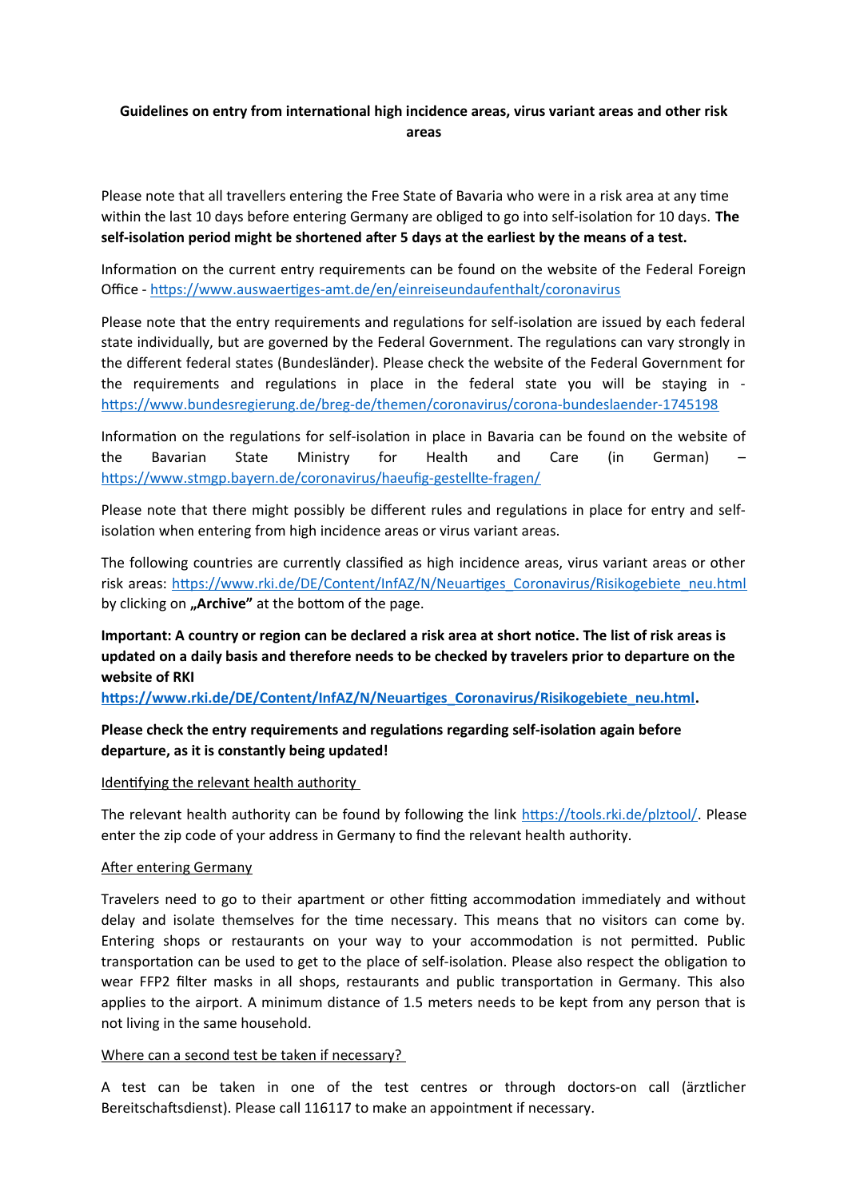# Guidelines on entry from international high incidence areas, virus variant areas and other risk areas

Please note that all travellers entering the Free State of Bavaria who were in a risk area at any time within the last 10 days before entering Germany are obliged to go into self-isolation for 10 days. **The self-isolation period might be shortened after 5 days at the earliest by the means of a test.**

Information on the current entry requirements can be found on the website of the Federal Foreign Office - https://www.auswaertiges-amt.de/en/einreiseundaufenthalt/coronavirus

Please note that the entry requirements and regulations for self-isolation are issued by each federal state individually, but are governed by the Federal Government. The regulations can vary strongly in the different federal states (Bundesländer). Please check the website of the Federal Government for the requirements and regulations in place in the federal state you will be staying in - https://www.bundesregierung.de/breg-de/themen/coronavirus/corona-bundeslaender-1745198

Information on the regulations for self-isolation in place in Bavaria can be found on the website of the Bavarian State Ministry for Health and Care (in German) – https://www.stmgp.bayern.de/coronavirus/haeufig-gestellte-fragen/

Please note that there might possibly be different rules and regulations in place for entry and self-isolation when entering from high incidence areas or virus variant areas.

The following countries are currently classified as high incidence areas, virus variant areas or other risk areas: https://www.rki.de/DE/Content/InfAZ/N/Neuartiges_Coronavirus/Risikogebiete_neu.html by clicking on **„Archive"** at the bottom of the page.

**Important: A country or region can be declared a risk area at short notice. The list of risk areas is updated on a daily basis and therefore needs to be checked by travelers prior to departure on the website of RKI https://www.rki.de/DE/Content/InfAZ/N/Neuartiges_Coronavirus/Risikogebiete_neu.html.**

**Please check the entry requirements and regulations regarding self-isolation again before departure, as it is constantly being updated!**

## Identifying the relevant health authority

The relevant health authority can be found by following the link https://tools.rki.de/plztool/. Please enter the zip code of your address in Germany to find the relevant health authority.

## After entering Germany

Travelers need to go to their apartment or other fitting accommodation immediately and without delay and isolate themselves for the time necessary. This means that no visitors can come by. Entering shops or restaurants on your way to your accommodation is not permitted. Public transportation can be used to get to the place of self-isolation. Please also respect the obligation to wear FFP2 filter masks in all shops, restaurants and public transportation in Germany. This also applies to the airport. A minimum distance of 1.5 meters needs to be kept from any person that is not living in the same household.

## Where can a second test be taken if necessary?

A test can be taken in one of the test centres or through doctors-on call (ärztlicher Bereitschaftsdienst). Please call 116117 to make an appointment if necessary.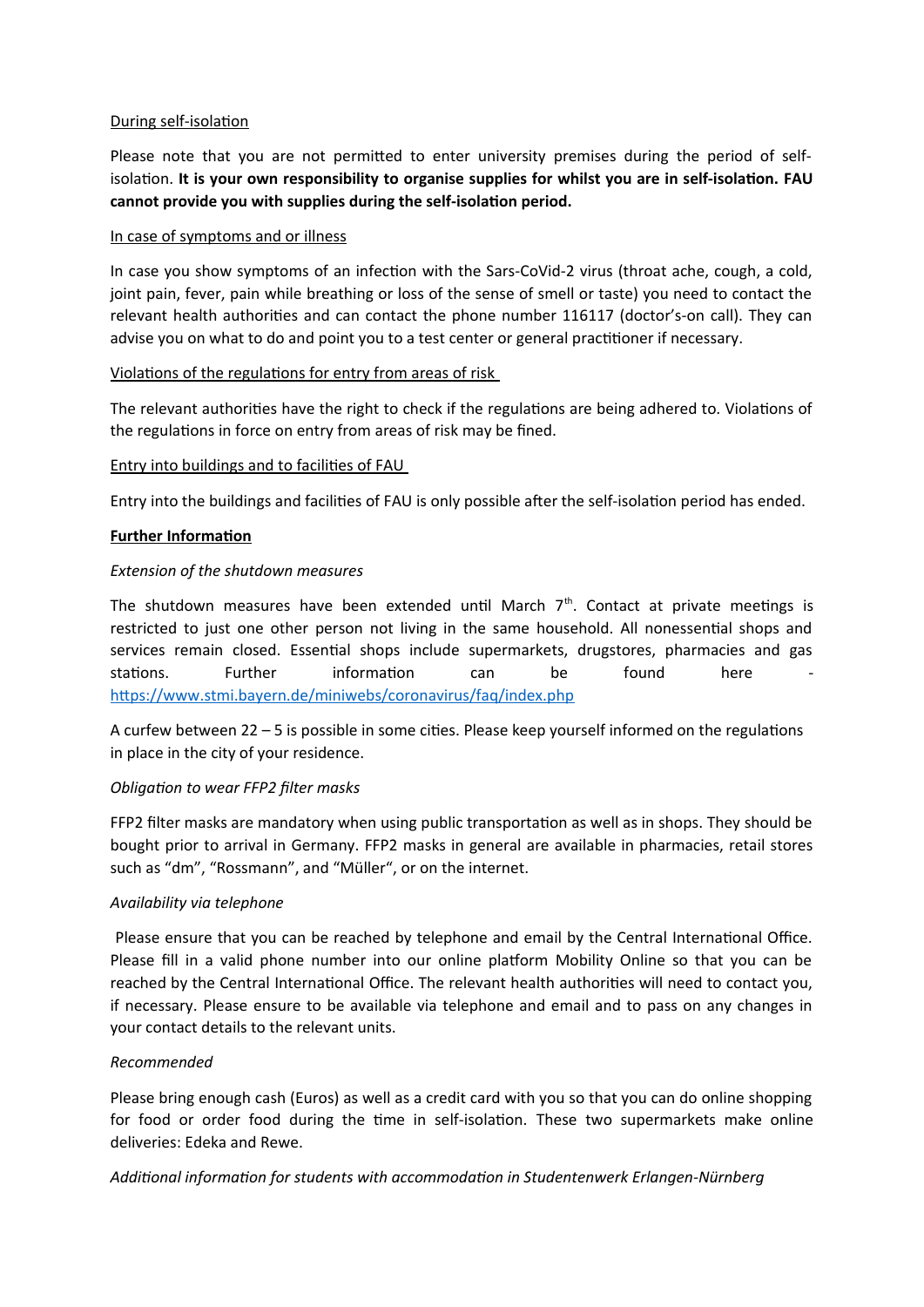<u>During self-isolation</u>

Please note that you are not permitted to enter university premises during the period of self-isolation. **It is your own responsibility to organise supplies for whilst you are in self-isolation. FAU cannot provide you with supplies during the self-isolation period.**

<u>In case of symptoms and or illness</u>

In case you show symptoms of an infection with the Sars-CoVid-2 virus (throat ache, cough, a cold, joint pain, fever, pain while breathing or loss of the sense of smell or taste) you need to contact the relevant health authorities and can contact the phone number 116117 (doctor's-on call). They can advise you on what to do and point you to a test center or general practitioner if necessary.

<u>Violations of the regulations for entry from areas of risk</u>

The relevant authorities have the right to check if the regulations are being adhered to. Violations of the regulations in force on entry from areas of risk may be fined.

<u>Entry into buildings and to facilities of FAU</u>

Entry into the buildings and facilities of FAU is only possible after the self-isolation period has ended.

**<u>Further Information</u>**

*Extension of the shutdown measures*

The shutdown measures have been extended until March 7th. Contact at private meetings is restricted to just one other person not living in the same household. All nonessential shops and services remain closed. Essential shops include supermarkets, drugstores, pharmacies and gas stations. Further information can be found here - [https://www.stmi.bayern.de/miniwebs/coronavirus/faq/index.php](https://www.stmi.bayern.de/miniwebs/coronavirus/faq/index.php)

A curfew between 22 – 5 is possible in some cities. Please keep yourself informed on the regulations in place in the city of your residence.

*Obligation to wear FFP2 filter masks*

FFP2 filter masks are mandatory when using public transportation as well as in shops. They should be bought prior to arrival in Germany. FFP2 masks in general are available in pharmacies, retail stores such as "dm", "Rossmann", and "Müller", or on the internet.

*Availability via telephone*

Please ensure that you can be reached by telephone and email by the Central International Office. Please fill in a valid phone number into our online platform Mobility Online so that you can be reached by the Central International Office. The relevant health authorities will need to contact you, if necessary. Please ensure to be available via telephone and email and to pass on any changes in your contact details to the relevant units.

*Recommended*

Please bring enough cash (Euros) as well as a credit card with you so that you can do online shopping for food or order food during the time in self-isolation. These two supermarkets make online deliveries: Edeka and Rewe.

*Additional information for students with accommodation in Studentenwerk Erlangen-Nürnberg*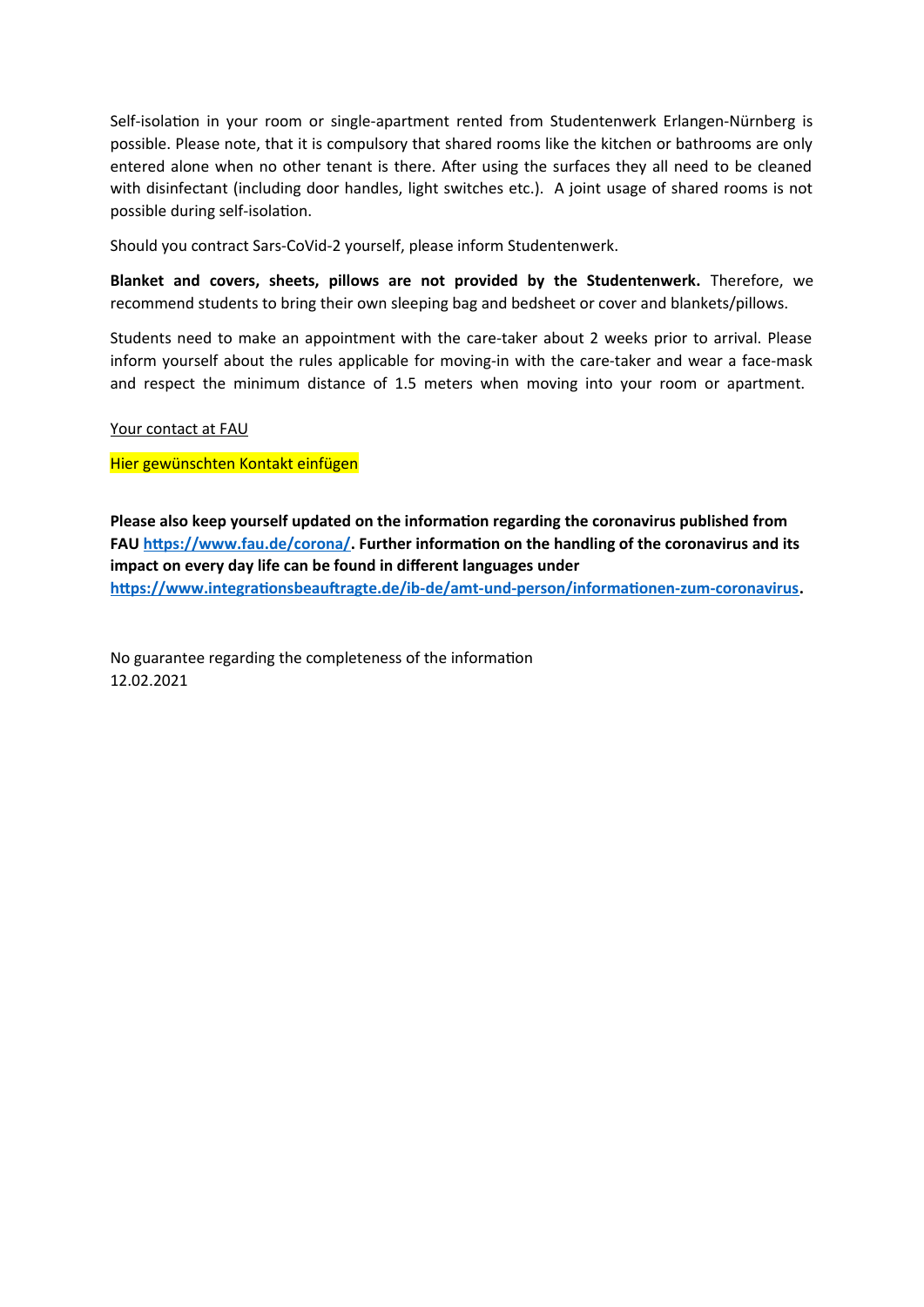Self-isolation in your room or single-apartment rented from Studentenwerk Erlangen-Nürnberg is possible. Please note, that it is compulsory that shared rooms like the kitchen or bathrooms are only entered alone when no other tenant is there. After using the surfaces they all need to be cleaned with disinfectant (including door handles, light switches etc.). A joint usage of shared rooms is not possible during self-isolation.

Should you contract Sars-CoVid-2 yourself, please inform Studentenwerk.

**Blanket and covers, sheets, pillows are not provided by the Studentenwerk.** Therefore, we recommend students to bring their own sleeping bag and bedsheet or cover and blankets/pillows.

Students need to make an appointment with the care-taker about 2 weeks prior to arrival. Please inform yourself about the rules applicable for moving-in with the care-taker and wear a face-mask and respect the minimum distance of 1.5 meters when moving into your room or apartment.

Your contact at FAU

Hier gewünschten Kontakt einfügen

**Please also keep yourself updated on the information regarding the coronavirus published from FAU [https://www.fau.de/corona/](https://www.fau.de/corona/). Further information on the handling of the coronavirus and its impact on every day life can be found in different languages under [https://www.integrationsbeauftragte.de/ib-de/amt-und-person/informationen-zum-coronavirus](https://www.integrationsbeauftragte.de/ib-de/amt-und-person/informationen-zum-coronavirus).**

No guarantee regarding the completeness of the information
12.02.2021